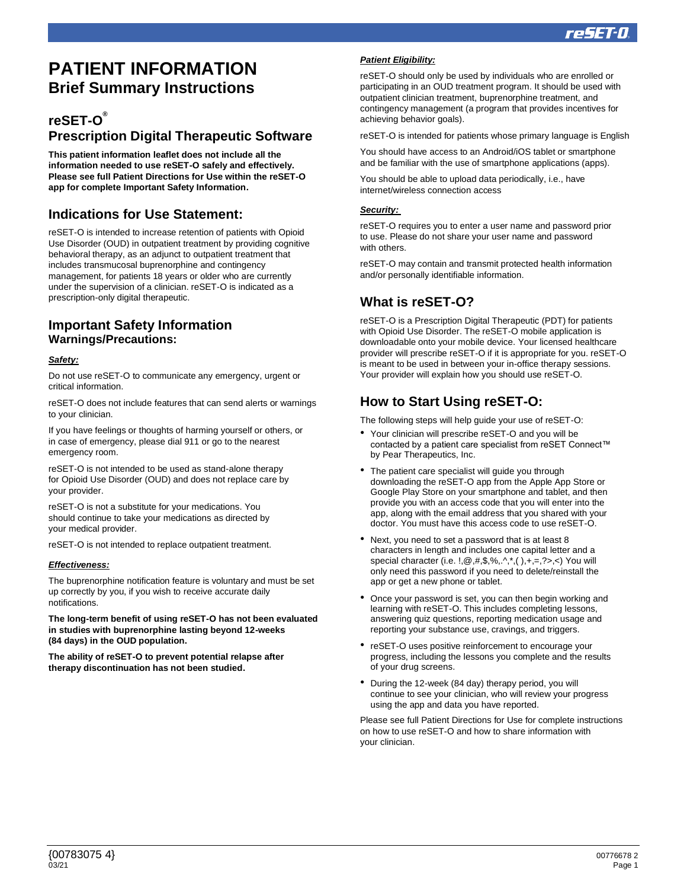# PATIENT INFORMATION
## Brief Summary Instructions

### reSET-O®
### Prescription Digital Therapeutic Software

**This patient information leaflet does not include all the information needed to use reSET-O safely and effectively. Please see full Patient Directions for Use within the reSET-O app for complete Important Safety Information.**

### Indications for Use Statement:

reSET-O is intended to increase retention of patients with Opioid Use Disorder (OUD) in outpatient treatment by providing cognitive behavioral therapy, as an adjunct to outpatient treatment that includes transmucosal buprenorphine and contingency management, for patients 18 years or older who are currently under the supervision of a clinician. reSET-O is indicated as a prescription-only digital therapeutic.

### Important Safety Information
#### Warnings/Precautions:

***Safety:***

Do not use reSET-O to communicate any emergency, urgent or critical information.

reSET-O does not include features that can send alerts or warnings to your clinician.

If you have feelings or thoughts of harming yourself or others, or in case of emergency, please dial 911 or go to the nearest emergency room.

reSET-O is not intended to be used as stand-alone therapy for Opioid Use Disorder (OUD) and does not replace care by your provider.

reSET-O is not a substitute for your medications. You should continue to take your medications as directed by your medical provider.

reSET-O is not intended to replace outpatient treatment.

***Effectiveness:***

The buprenorphine notification feature is voluntary and must be set up correctly by you, if you wish to receive accurate daily notifications.

**The long-term benefit of using reSET-O has not been evaluated in studies with buprenorphine lasting beyond 12-weeks (84 days) in the OUD population.**

**The ability of reSET-O to prevent potential relapse after therapy discontinuation has not been studied.**

***Patient Eligibility:***

reSET-O should only be used by individuals who are enrolled or participating in an OUD treatment program. It should be used with outpatient clinician treatment, buprenorphine treatment, and contingency management (a program that provides incentives for achieving behavior goals).

reSET-O is intended for patients whose primary language is English

You should have access to an Android/iOS tablet or smartphone and be familiar with the use of smartphone applications (apps).

You should be able to upload data periodically, i.e., have internet/wireless connection access

***Security:***

reSET-O requires you to enter a user name and password prior to use. Please do not share your user name and password with others.

reSET-O may contain and transmit protected health information and/or personally identifiable information.

### What is reSET-O?

reSET-O is a Prescription Digital Therapeutic (PDT) for patients with Opioid Use Disorder. The reSET-O mobile application is downloadable onto your mobile device. Your licensed healthcare provider will prescribe reSET-O if it is appropriate for you. reSET-O is meant to be used in between your in-office therapy sessions. Your provider will explain how you should use reSET-O.

### How to Start Using reSET-O:

The following steps will help guide your use of reSET-O:

- Your clinician will prescribe reSET-O and you will be contacted by a patient care specialist from reSET Connect™ by Pear Therapeutics, Inc.
- The patient care specialist will guide you through downloading the reSET-O app from the Apple App Store or Google Play Store on your smartphone and tablet, and then provide you with an access code that you will enter into the app, along with the email address that you shared with your doctor. You must have this access code to use reSET-O.
- Next, you need to set a password that is at least 8 characters in length and includes one capital letter and a special character (i.e. !,@,#,$,%,.^,*,( ),+,=,?>,<) You will only need this password if you need to delete/reinstall the app or get a new phone or tablet.
- Once your password is set, you can then begin working and learning with reSET-O. This includes completing lessons, answering quiz questions, reporting medication usage and reporting your substance use, cravings, and triggers.
- reSET-O uses positive reinforcement to encourage your progress, including the lessons you complete and the results of your drug screens.
- During the 12-week (84 day) therapy period, you will continue to see your clinician, who will review your progress using the app and data you have reported.

Please see full Patient Directions for Use for complete instructions on how to use reSET-O and how to share information with your clinician.

{00783075 4}
03/21

00776678 2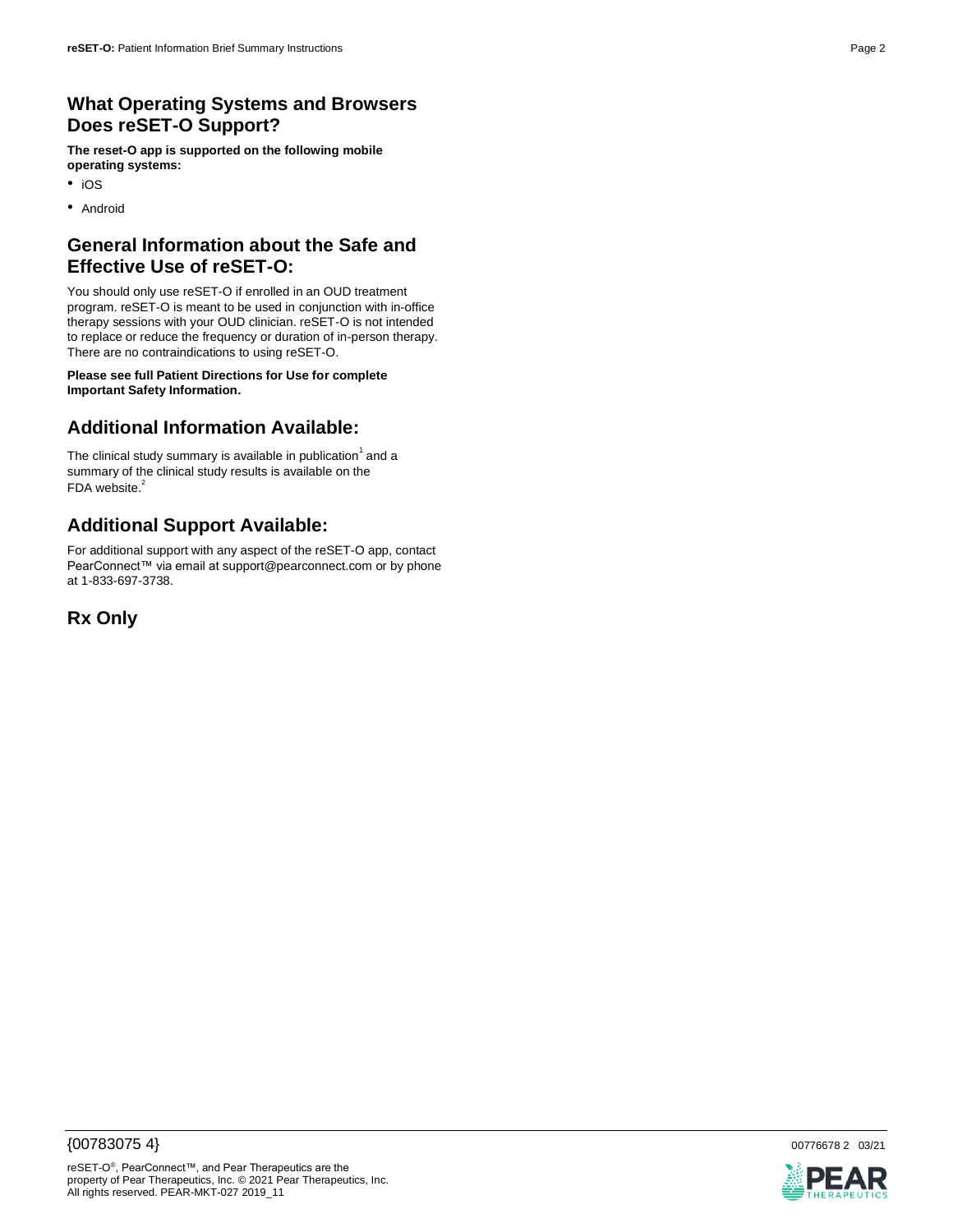## What Operating Systems and Browsers Does reSET-O Support?

**The reset-O app is supported on the following mobile operating systems:**

- iOS
- Android

## General Information about the Safe and Effective Use of reSET-O:

You should only use reSET-O if enrolled in an OUD treatment program. reSET-O is meant to be used in conjunction with in-office therapy sessions with your OUD clinician. reSET-O is not intended to replace or reduce the frequency or duration of in-person therapy. There are no contraindications to using reSET-O.

**Please see full Patient Directions for Use for complete Important Safety Information.**

## Additional Information Available:

The clinical study summary is available in publication[1] and a summary of the clinical study results is available on the FDA website.[2]

## Additional Support Available:

For additional support with any aspect of the reSET-O app, contact PearConnect™ via email at support@pearconnect.com or by phone at 1-833-697-3738.

## Rx Only

{00783075 4}

00776678 2 03/21

reSET-O®, PearConnect™, and Pear Therapeutics are the property of Pear Therapeutics, Inc. © 2021 Pear Therapeutics, Inc. All rights reserved. PEAR-MKT-027 2019_11